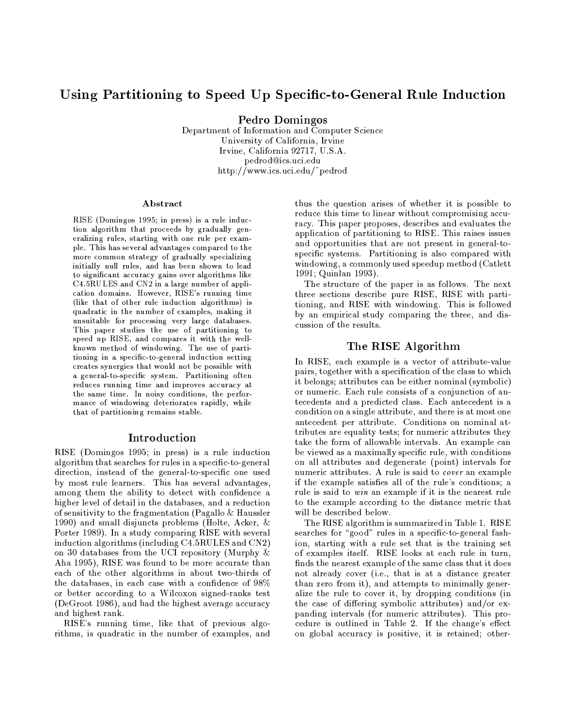// Using Partitioning to Speed Up Specific-to-General Rule Induction

**Pedro Domingos**
Department of Information and Computer Science
University of California, Irvine
Irvine, California 92717, U.S.A.
pedrod@ics.uci.edu
http://www.ics.uci.edu/~pedrod

## Abstract

RISE (Domingos 1995; in press) is a rule induction algorithm that proceeds by gradually generalizing rules, starting with one rule per example. This has several advantages compared to the more common strategy of gradually specializing initially null rules, and has been shown to lead to significant accuracy gains over algorithms like C4.5RULES and CN2 in a large number of application domains. However, RISE's running time (like that of other rule induction algorithms) is quadratic in the number of examples, making it unsuitable for processing very large databases. This paper studies the use of partitioning to speed up RISE, and compares it with the well-known method of windowing. The use of partitioning in a specific-to-general induction setting creates synergies that would not be possible with a general-to-specific system. Partitioning often reduces running time and improves accuracy at the same time. In noisy conditions, the performance of windowing deteriorates rapidly, while that of partitioning remains stable.

## Introduction

RISE (Domingos 1995; in press) is a rule induction algorithm that searches for rules in a specific-to-general direction, instead of the general-to-specific one used by most rule learners. This has several advantages, among them the ability to detect with confidence a higher level of detail in the databases, and a reduction of sensitivity to the fragmentation (Pagallo & Haussler 1990) and small disjuncts problems (Holte, Acker, & Porter 1989). In a study comparing RISE with several induction algorithms (including C4.5RULES and CN2) on 30 databases from the UCI repository (Murphy & Aha 1995), RISE was found to be more accurate than each of the other algorithms in about two-thirds of the databases, in each case with a confidence of 98% or better according to a Wilcoxon signed-ranks test (DeGroot 1986), and had the highest average accuracy and highest rank.

RISE's running time, like that of previous algorithms, is quadratic in the number of examples, and thus the question arises of whether it is possible to reduce this time to linear without compromising accuracy. This paper proposes, describes and evaluates the application of partitioning to RISE. This raises issues and opportunities that are not present in general-to-specific systems. Partitioning is also compared with windowing, a commonly used speedup method (Catlett 1991; Quinlan 1993).

The structure of the paper is as follows. The next three sections describe pure RISE, RISE with partitioning, and RISE with windowing. This is followed by an empirical study comparing the three, and discussion of the results.

## The RISE Algorithm

In RISE, each example is a vector of attribute-value pairs, together with a specification of the class to which it belongs; attributes can be either nominal (symbolic) or numeric. Each rule consists of a conjunction of antecedents and a predicted class. Each antecedent is a condition on a single attribute, and there is at most one antecedent per attribute. Conditions on nominal attributes are equality tests; for numeric attributes they take the form of allowable intervals. An example can be viewed as a maximally specific rule, with conditions on all attributes and degenerate (point) intervals for numeric attributes. A rule is said to *cover* an example if the example satisfies all of the rule's conditions; a rule is said to *win* an example if it is the nearest rule to the example according to the distance metric that will be described below.

The RISE algorithm is summarized in Table 1. RISE searches for "good" rules in a specific-to-general fashion, starting with a rule set that is the training set of examples itself. RISE looks at each rule in turn, finds the nearest example of the same class that it does not already cover (i.e., that is at a distance greater than zero from it), and attempts to minimally generalize the rule to cover it, by dropping conditions (in the case of differing symbolic attributes) and/or expanding intervals (for numeric attributes). This procedure is outlined in Table 2. If the change's effect on global accuracy is positive, it is retained; other-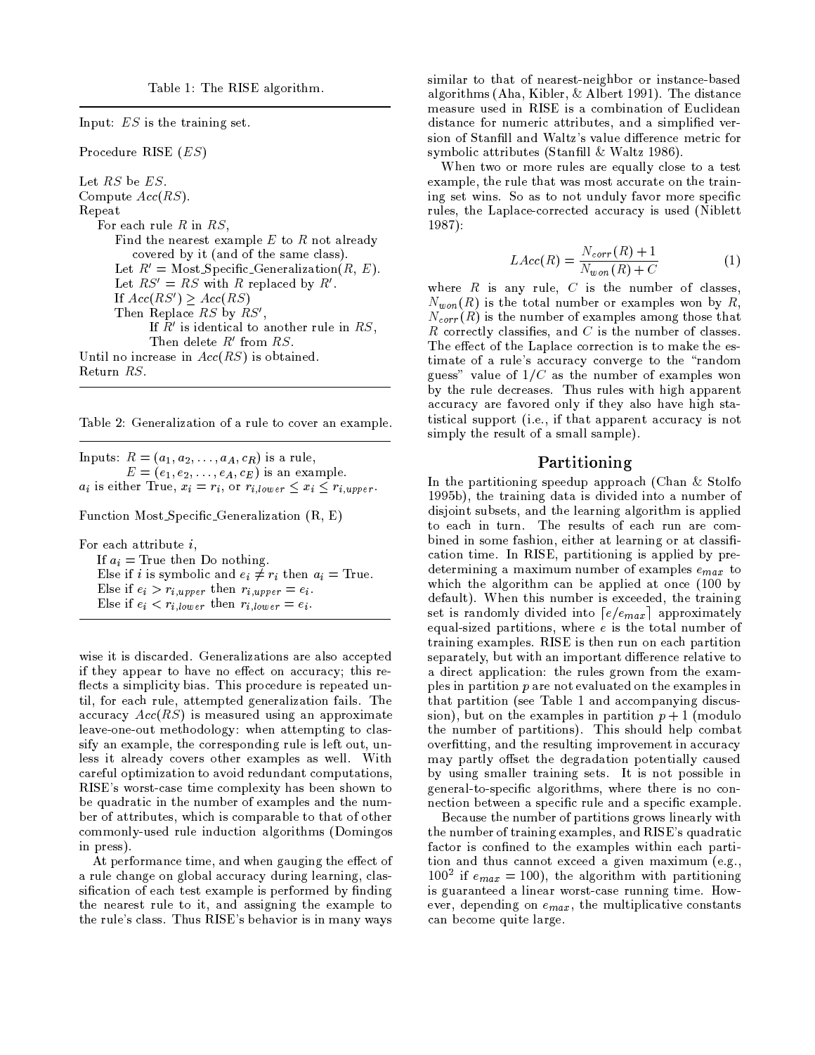Table 1: The RISE algorithm.

```
Input: ES is the training set.

Procedure RISE (ES)

Let RS be ES.
Compute Acc(RS).
Repeat
   For each rule R in RS,
      Find the nearest example E to R not already
         covered by it (and of the same class).
      Let R' = Most_Specific_Generalization(R, E).
      Let RS' = RS with R replaced by R'.
      If Acc(RS') ≥ Acc(RS)
      Then Replace RS by RS',
            If R' is identical to another rule in RS,
            Then delete R' from RS.
Until no increase in Acc(RS) is obtained.
Return RS.
```

Table 2: Generalization of a rule to cover an example.

```
Inputs: R = (a_1, a_2, ..., a_A, c_R) is a rule,
        E = (e_1, e_2, ..., e_A, c_E) is an example.
a_i is either True, x_i = r_i, or r_{i,lower} ≤ x_i ≤ r_{i,upper}.

Function Most_Specific_Generalization (R, E)

For each attribute i,
   If a_i = True then Do nothing.
   Else if i is symbolic and e_i ≠ r_i then a_i = True.
   Else if e_i > r_{i,upper} then r_{i,upper} = e_i.
   Else if e_i < r_{i,lower} then r_{i,lower} = e_i.
```

wise it is discarded. Generalizations are also accepted if they appear to have no effect on accuracy; this reflects a simplicity bias. This procedure is repeated until, for each rule, attempted generalization fails. The accuracy $Acc(RS)$ is measured using an approximate leave-one-out methodology: when attempting to classify an example, the corresponding rule is left out, unless it already covers other examples as well. With careful optimization to avoid redundant computations, RISE's worst-case time complexity has been shown to be quadratic in the number of examples and the number of attributes, which is comparable to that of other commonly-used rule induction algorithms (Domingos in press).

At performance time, and when gauging the effect of a rule change on global accuracy during learning, classification of each test example is performed by finding the nearest rule to it, and assigning the example to the rule's class. Thus RISE's behavior is in many ways similar to that of nearest-neighbor or instance-based algorithms (Aha, Kibler, & Albert 1991). The distance measure used in RISE is a combination of Euclidean distance for numeric attributes, and a simplified version of Stanfill and Waltz's value difference metric for symbolic attributes (Stanfill & Waltz 1986).

When two or more rules are equally close to a test example, the rule that was most accurate on the training set wins. So as to not unduly favor more specific rules, the Laplace-corrected accuracy is used (Niblett 1987):

$$LAcc(R) = \frac{N_{corr}(R) + 1}{N_{won}(R) + C} \qquad (1)$$

where $R$ is any rule, $C$ is the number of classes, $N_{won}(R)$ is the total number or examples won by $R$, $N_{corr}(R)$ is the number of examples among those that $R$ correctly classifies, and $C$ is the number of classes. The effect of the Laplace correction is to make the estimate of a rule's accuracy converge to the "random guess" value of $1/C$ as the number of examples won by the rule decreases. Thus rules with high apparent accuracy are favored only if they also have high statistical support (i.e., if that apparent accuracy is not simply the result of a small sample).

## Partitioning

In the partitioning speedup approach (Chan & Stolfo 1995b), the training data is divided into a number of disjoint subsets, and the learning algorithm is applied to each in turn. The results of each run are combined in some fashion, either at learning or at classification time. In RISE, partitioning is applied by predetermining a maximum number of examples $e_{max}$ to which the algorithm can be applied at once (100 by default). When this number is exceeded, the training set is randomly divided into $\lceil e/e_{max} \rceil$ approximately equal-sized partitions, where $e$ is the total number of training examples. RISE is then run on each partition separately, but with an important difference relative to a direct application: the rules grown from the examples in partition $p$ are not evaluated on the examples in that partition (see Table 1 and accompanying discussion), but on the examples in partition $p+1$ (modulo the number of partitions). This should help combat overfitting, and the resulting improvement in accuracy may partly offset the degradation potentially caused by using smaller training sets. It is not possible in general-to-specific algorithms, where there is no connection between a specific rule and a specific example.

Because the number of partitions grows linearly with the number of training examples, and RISE's quadratic factor is confined to the examples within each partition and thus cannot exceed a given maximum (e.g., $100^2$ if $e_{max} = 100$), the algorithm with partitioning is guaranteed a linear worst-case running time. However, depending on $e_{max}$, the multiplicative constants can become quite large.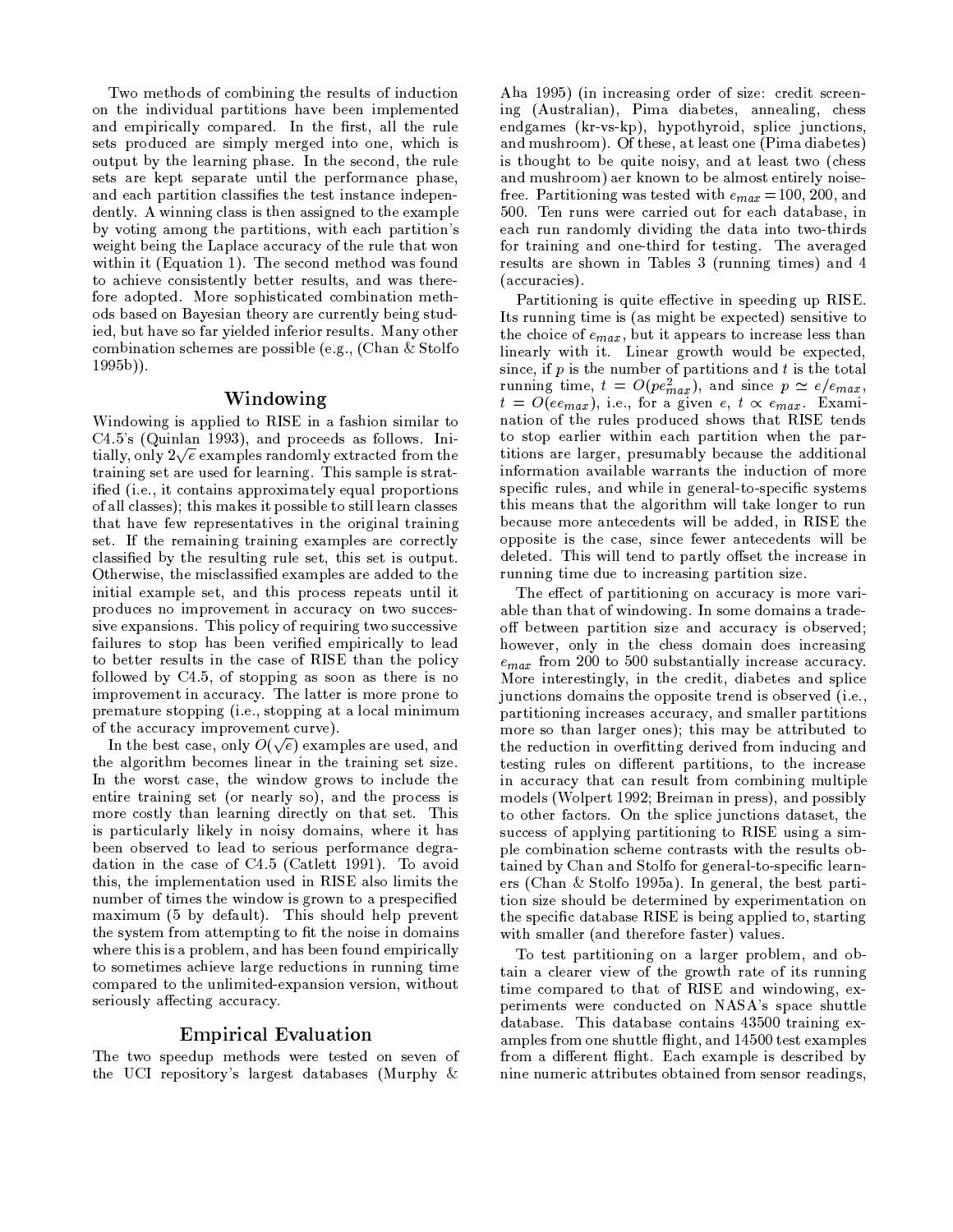Two methods of combining the results of induction on the individual partitions have been implemented and empirically compared. In the first, all the rule sets produced are simply merged into one, which is output by the learning phase. In the second, the rule sets are kept separate until the performance phase, and each partition classifies the test instance independently. A winning class is then assigned to the example by voting among the partitions, with each partition's weight being the Laplace accuracy of the rule that won within it (Equation 1). The second method was found to achieve consistently better results, and was therefore adopted. More sophisticated combination methods based on Bayesian theory are currently being studied, but have so far yielded inferior results. Many other combination schemes are possible (e.g., (Chan & Stolfo 1995b)).

## Windowing

Windowing is applied to RISE in a fashion similar to C4.5's (Quinlan 1993), and proceeds as follows. Initially, only $2\sqrt{e}$ examples randomly extracted from the training set are used for learning. This sample is stratified (i.e., it contains approximately equal proportions of all classes); this makes it possible to still learn classes that have few representatives in the original training set. If the remaining training examples are correctly classified by the resulting rule set, this set is output. Otherwise, the misclassified examples are added to the initial example set, and this process repeats until it produces no improvement in accuracy on two successive expansions. This policy of requiring two successive failures to stop has been verified empirically to lead to better results in the case of RISE than the policy followed by C4.5, of stopping as soon as there is no improvement in accuracy. The latter is more prone to premature stopping (i.e., stopping at a local minimum of the accuracy improvement curve).

In the best case, only $O(\sqrt{e})$ examples are used, and the algorithm becomes linear in the training set size. In the worst case, the window grows to include the entire training set (or nearly so), and the process is more costly than learning directly on that set. This is particularly likely in noisy domains, where it has been observed to lead to serious performance degradation in the case of C4.5 (Catlett 1991). To avoid this, the implementation used in RISE also limits the number of times the window is grown to a prespecified maximum (5 by default). This should help prevent the system from attempting to fit the noise in domains where this is a problem, and has been found empirically to sometimes achieve large reductions in running time compared to the unlimited-expansion version, without seriously affecting accuracy.

## Empirical Evaluation

The two speedup methods were tested on seven of the UCI repository's largest databases (Murphy & Aha 1995) (in increasing order of size: credit screening (Australian), Pima diabetes, annealing, chess endgames (kr-vs-kp), hypothyroid, splice junctions, and mushroom). Of these, at least one (Pima diabetes) is thought to be quite noisy, and at least two (chess and mushroom) aer known to be almost entirely noise-free. Partitioning was tested with $e_{max} = 100$, 200, and 500. Ten runs were carried out for each database, in each run randomly dividing the data into two-thirds for training and one-third for testing. The averaged results are shown in Tables 3 (running times) and 4 (accuracies).

Partitioning is quite effective in speeding up RISE. Its running time is (as might be expected) sensitive to the choice of $e_{max}$, but it appears to increase less than linearly with it. Linear growth would be expected, since, if $p$ is the number of partitions and $t$ is the total running time, $t = O(pe_{max}^2)$, and since $p \simeq e/e_{max}$, $t = O(ee_{max})$, i.e., for a given $e$, $t \propto e_{max}$. Examination of the rules produced shows that RISE tends to stop earlier within each partition when the partitions are larger, presumably because the additional information available warrants the induction of more specific rules, and while in general-to-specific systems this means that the algorithm will take longer to run because more antecedents will be added, in RISE the opposite is the case, since fewer antecedents will be deleted. This will tend to partly offset the increase in running time due to increasing partition size.

The effect of partitioning on accuracy is more variable than that of windowing. In some domains a tradeoff between partition size and accuracy is observed; however, only in the chess domain does increasing $e_{max}$ from 200 to 500 substantially increase accuracy. More interestingly, in the credit, diabetes and splice junctions domains the opposite trend is observed (i.e., partitioning increases accuracy, and smaller partitions more so than larger ones); this may be attributed to the reduction in overfitting derived from inducing and testing rules on different partitions, to the increase in accuracy that can result from combining multiple models (Wolpert 1992; Breiman in press), and possibly to other factors. On the splice junctions dataset, the success of applying partitioning to RISE using a simple combination scheme contrasts with the results obtained by Chan and Stolfo for general-to-specific learners (Chan & Stolfo 1995a). In general, the best partition size should be determined by experimentation on the specific database RISE is being applied to, starting with smaller (and therefore faster) values.

To test partitioning on a larger problem, and obtain a clearer view of the growth rate of its running time compared to that of RISE and windowing, experiments were conducted on NASA's space shuttle database. This database contains 43500 training examples from one shuttle flight, and 14500 test examples from a different flight. Each example is described by nine numeric attributes obtained from sensor readings,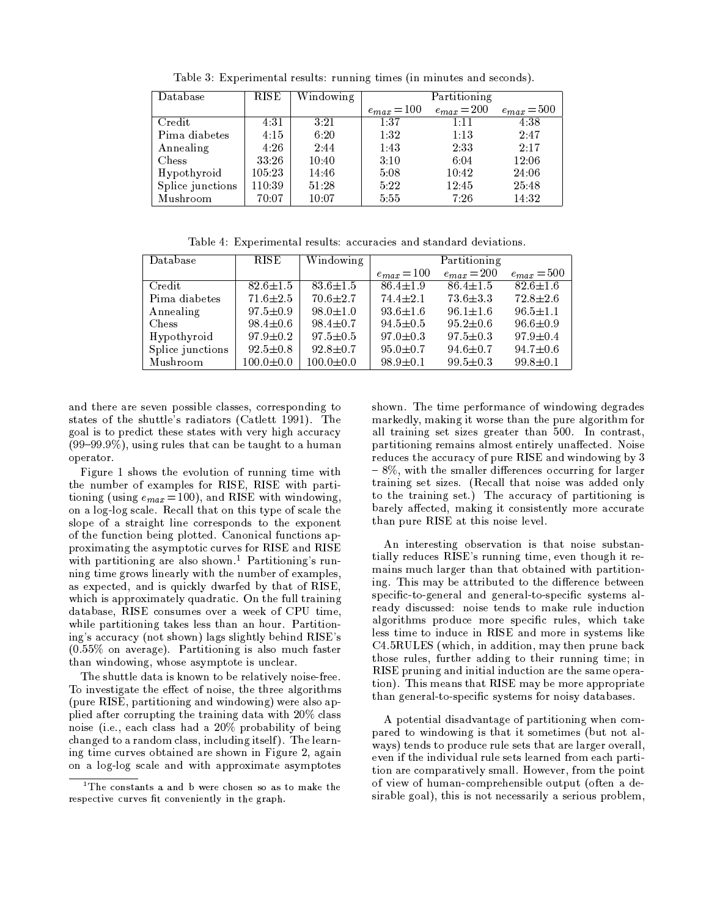Table 3: Experimental results: running times (in minutes and seconds).

| Database | RISE | Windowing | Partitioning | | |
|---|---|---|---|---|---|
| | | | $e_{max} = 100$ | $e_{max} = 200$ | $e_{max} = 500$ |
| Credit | 4:31 | 3:21 | 1:37 | 1:11 | 4:38 |
| Pima diabetes | 4:15 | 6:20 | 1:32 | 1:13 | 2:47 |
| Annealing | 4:26 | 2:44 | 1:43 | 2:33 | 2:17 |
| Chess | 33:26 | 10:40 | 3:10 | 6:04 | 12:06 |
| Hypothyroid | 105:23 | 14:46 | 5:08 | 10:42 | 24:06 |
| Splice junctions | 110:39 | 51:28 | 5:22 | 12:45 | 25:48 |
| Mushroom | 70:07 | 10:07 | 5:55 | 7:26 | 14:32 |

Table 4: Experimental results: accuracies and standard deviations.

| Database | RISE | Windowing | Partitioning | | |
|---|---|---|---|---|---|
| | | | $e_{max} = 100$ | $e_{max} = 200$ | $e_{max} = 500$ |
| Credit | 82.6±1.5 | 83.6±1.5 | 86.4±1.9 | 86.4±1.5 | 82.6±1.6 |
| Pima diabetes | 71.6±2.5 | 70.6±2.7 | 74.4±2.1 | 73.6±3.3 | 72.8±2.6 |
| Annealing | 97.5±0.9 | 98.0±1.0 | 93.6±1.6 | 96.1±1.6 | 96.5±1.1 |
| Chess | 98.4±0.6 | 98.4±0.7 | 94.5±0.5 | 95.2±0.6 | 96.6±0.9 |
| Hypothyroid | 97.9±0.2 | 97.5±0.5 | 97.0±0.3 | 97.5±0.3 | 97.9±0.4 |
| Splice junctions | 92.5±0.8 | 92.8±0.7 | 95.0±0.7 | 94.6±0.7 | 94.7±0.6 |
| Mushroom | 100.0±0.0 | 100.0±0.0 | 98.9±0.1 | 99.5±0.3 | 99.8±0.1 |

and there are seven possible classes, corresponding to states of the shuttle's radiators (Catlett 1991). The goal is to predict these states with very high accuracy (99–99.9%), using rules that can be taught to a human operator.

Figure 1 shows the evolution of running time with the number of examples for RISE, RISE with partitioning (using $e_{max} = 100$), and RISE with windowing, on a log-log scale. Recall that on this type of scale the slope of a straight line corresponds to the exponent of the function being plotted. Canonical functions approximating the asymptotic curves for RISE and RISE with partitioning are also shown.[1] Partitioning's running time grows linearly with the number of examples, as expected, and is quickly dwarfed by that of RISE, which is approximately quadratic. On the full training database, RISE consumes over a week of CPU time, while partitioning takes less than an hour. Partitioning's accuracy (not shown) lags slightly behind RISE's (0.55% on average). Partitioning is also much faster than windowing, whose asymptote is unclear.

The shuttle data is known to be relatively noise-free. To investigate the effect of noise, the three algorithms (pure RISE, partitioning and windowing) were also applied after corrupting the training data with 20% class noise (i.e., each class had a 20% probability of being changed to a random class, including itself). The learning time curves obtained are shown in Figure 2, again on a log-log scale and with approximate asymptotes shown. The time performance of windowing degrades markedly, making it worse than the pure algorithm for all training set sizes greater than 500. In contrast, partitioning remains almost entirely unaffected. Noise reduces the accuracy of pure RISE and windowing by 3 – 8%, with the smaller differences occurring for larger training set sizes. (Recall that noise was added only to the training set.) The accuracy of partitioning is barely affected, making it consistently more accurate than pure RISE at this noise level.

An interesting observation is that noise substantially reduces RISE's running time, even though it remains much larger than that obtained with partitioning. This may be attributed to the difference between specific-to-general and general-to-specific systems already discussed: noise tends to make rule induction algorithms produce more specific rules, which take less time to induce in RISE and more in systems like C4.5RULES (which, in addition, may then prune back those rules, further adding to their running time; in RISE pruning and initial induction are the same operation). This means that RISE may be more appropriate than general-to-specific systems for noisy databases.

A potential disadvantage of partitioning when compared to windowing is that it sometimes (but not always) tends to produce rule sets that are larger overall, even if the individual rule sets learned from each partition are comparatively small. However, from the point of view of human-comprehensible output (often a desirable goal), this is not necessarily a serious problem,

[1] The constants a and b were chosen so as to make the respective curves fit conveniently in the graph.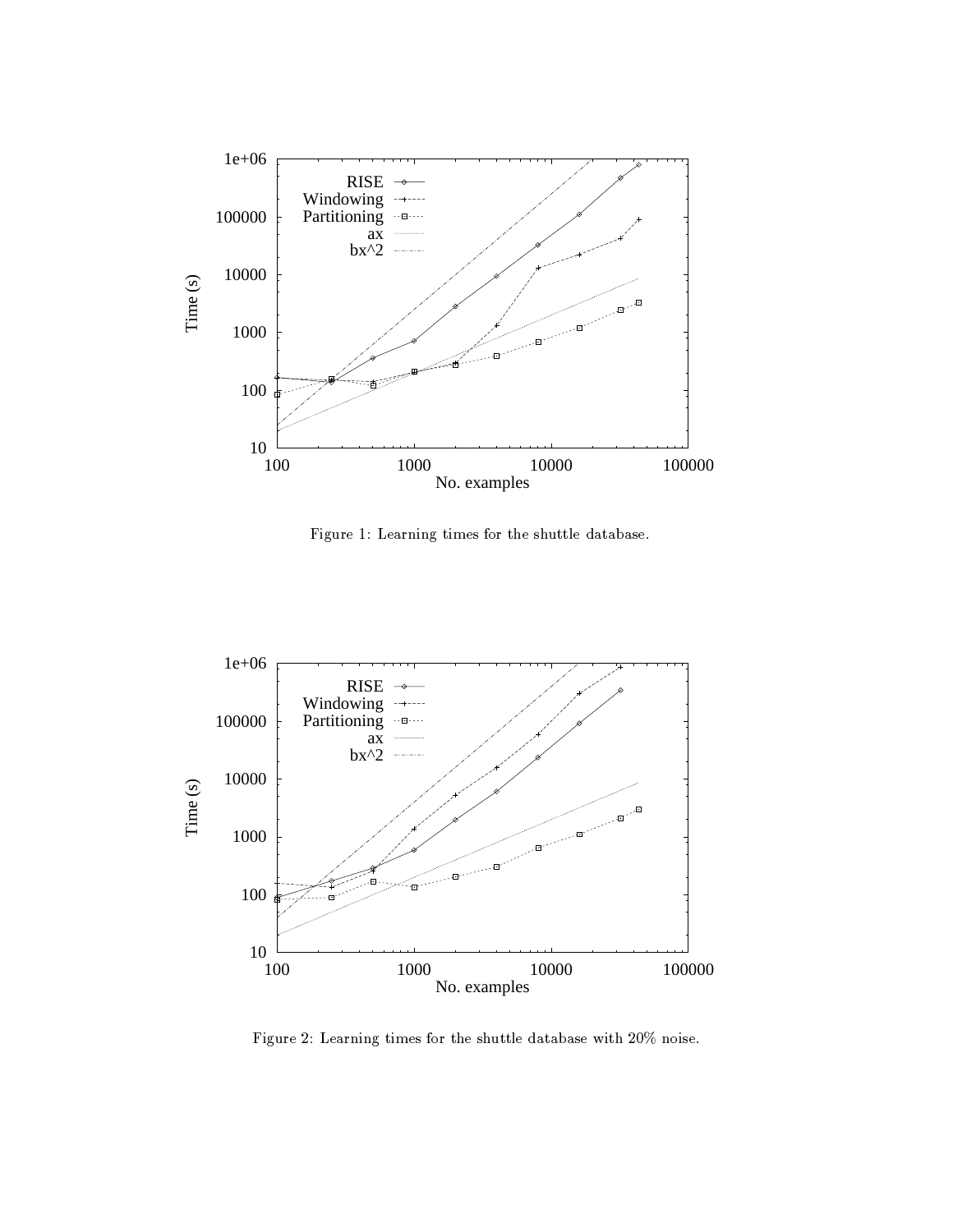Figure 1: Learning times for the shuttle database.

Figure 2: Learning times for the shuttle database with 20% noise.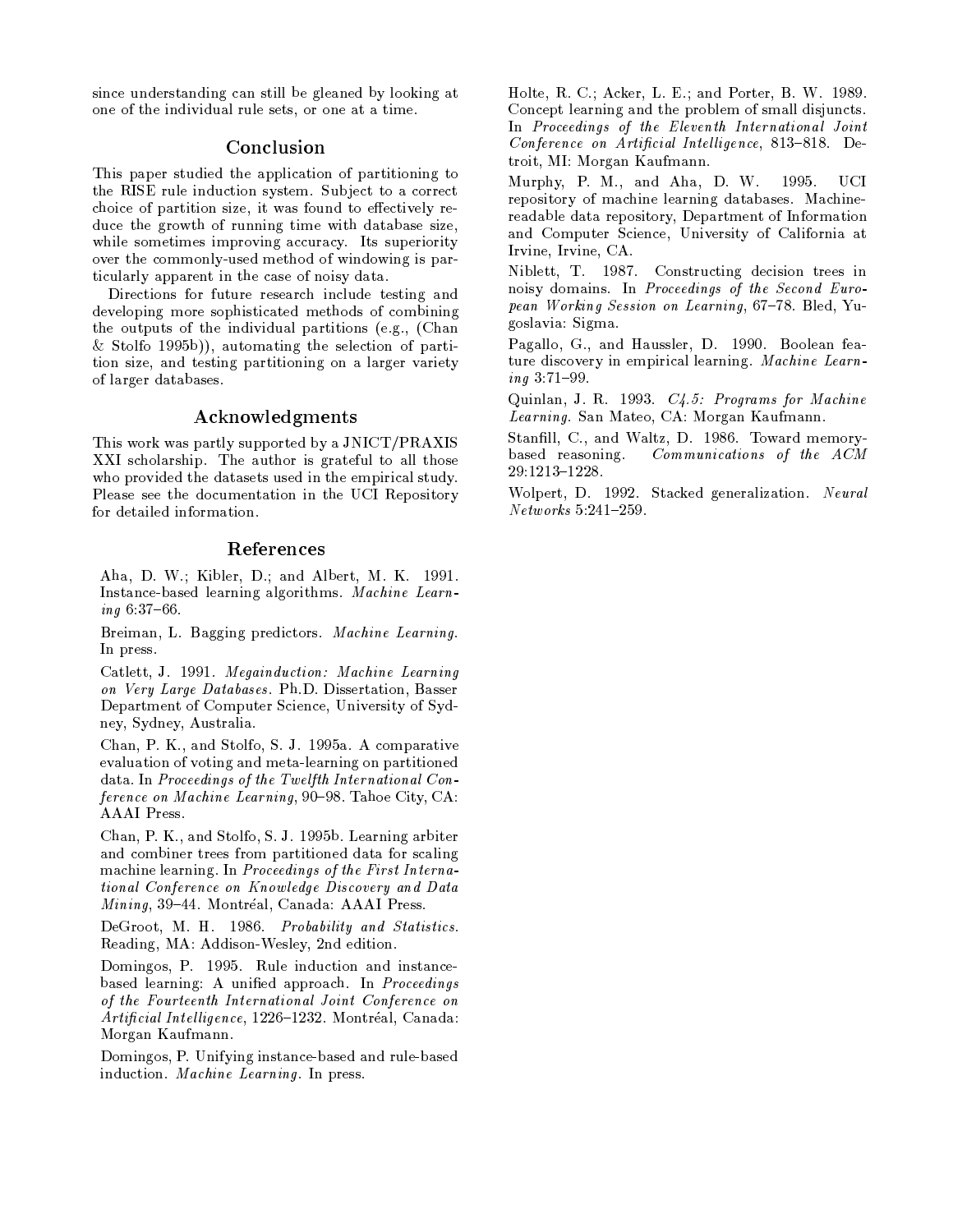since understanding can still be gleaned by looking at one of the individual rule sets, or one at a time.

## Conclusion

This paper studied the application of partitioning to the RISE rule induction system. Subject to a correct choice of partition size, it was found to effectively reduce the growth of running time with database size, while sometimes improving accuracy. Its superiority over the commonly-used method of windowing is particularly apparent in the case of noisy data.

Directions for future research include testing and developing more sophisticated methods of combining the outputs of the individual partitions (e.g., (Chan & Stolfo 1995b)), automating the selection of partition size, and testing partitioning on a larger variety of larger databases.

## Acknowledgments

This work was partly supported by a JNICT/PRAXIS XXI scholarship. The author is grateful to all those who provided the datasets used in the empirical study. Please see the documentation in the UCI Repository for detailed information.

## References

Aha, D. W.; Kibler, D.; and Albert, M. K. 1991. Instance-based learning algorithms. *Machine Learning* 6:37–66.

Breiman, L. Bagging predictors. *Machine Learning*. In press.

Catlett, J. 1991. *Megainduction: Machine Learning on Very Large Databases*. Ph.D. Dissertation, Basser Department of Computer Science, University of Sydney, Sydney, Australia.

Chan, P. K., and Stolfo, S. J. 1995a. A comparative evaluation of voting and meta-learning on partitioned data. In *Proceedings of the Twelfth International Conference on Machine Learning*, 90–98. Tahoe City, CA: AAAI Press.

Chan, P. K., and Stolfo, S. J. 1995b. Learning arbiter and combiner trees from partitioned data for scaling machine learning. In *Proceedings of the First International Conference on Knowledge Discovery and Data Mining*, 39–44. Montréal, Canada: AAAI Press.

DeGroot, M. H. 1986. *Probability and Statistics*. Reading, MA: Addison-Wesley, 2nd edition.

Domingos, P. 1995. Rule induction and instance-based learning: A unified approach. In *Proceedings of the Fourteenth International Joint Conference on Artificial Intelligence*, 1226–1232. Montréal, Canada: Morgan Kaufmann.

Domingos, P. Unifying instance-based and rule-based induction. *Machine Learning*. In press.

Holte, R. C.; Acker, L. E.; and Porter, B. W. 1989. Concept learning and the problem of small disjuncts. In *Proceedings of the Eleventh International Joint Conference on Artificial Intelligence*, 813–818. Detroit, MI: Morgan Kaufmann.

Murphy, P. M., and Aha, D. W. 1995. UCI repository of machine learning databases. Machine-readable data repository, Department of Information and Computer Science, University of California at Irvine, Irvine, CA.

Niblett, T. 1987. Constructing decision trees in noisy domains. In *Proceedings of the Second European Working Session on Learning*, 67–78. Bled, Yugoslavia: Sigma.

Pagallo, G., and Haussler, D. 1990. Boolean feature discovery in empirical learning. *Machine Learning* 3:71–99.

Quinlan, J. R. 1993. *C4.5: Programs for Machine Learning*. San Mateo, CA: Morgan Kaufmann.

Stanfill, C., and Waltz, D. 1986. Toward memory-based reasoning. *Communications of the ACM* 29:1213–1228.

Wolpert, D. 1992. Stacked generalization. *Neural Networks* 5:241–259.